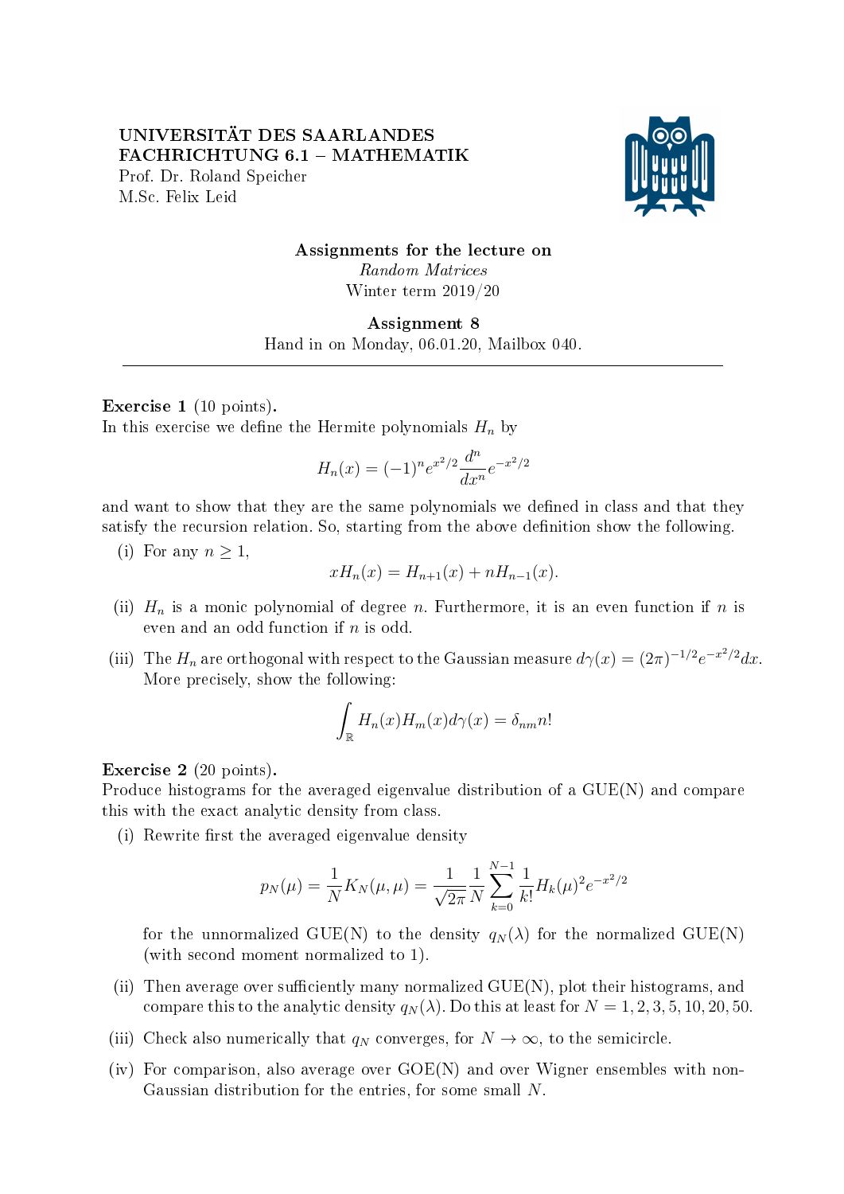UNIVERSITÄT DES SAARLANDES
FACHRICHTUNG 6.1 – MATHEMATIK
Prof. Dr. Roland Speicher
M.Sc. Felix Leid

**Assignments for the lecture on**
*Random Matrices*
Winter term 2019/20

**Assignment 8**
Hand in on Monday, 06.01.20, Mailbox 040.

---

**Exercise 1** (10 points).
In this exercise we define the Hermite polynomials $H_n$ by

$$H_n(x) = (-1)^n e^{x^2/2} \frac{d^n}{dx^n} e^{-x^2/2}$$

and want to show that they are the same polynomials we defined in class and that they satisfy the recursion relation. So, starting from the above definition show the following.

(i) For any $n \geq 1$,

$$xH_n(x) = H_{n+1}(x) + nH_{n-1}(x).$$

(ii) $H_n$ is a monic polynomial of degree $n$. Furthermore, it is an even function if $n$ is even and an odd function if $n$ is odd.

(iii) The $H_n$ are orthogonal with respect to the Gaussian measure $d\gamma(x) = (2\pi)^{-1/2} e^{-x^2/2} dx$. More precisely, show the following:

$$\int_{\mathbb{R}} H_n(x) H_m(x) d\gamma(x) = \delta_{nm} n!$$

**Exercise 2** (20 points).
Produce histograms for the averaged eigenvalue distribution of a GUE(N) and compare this with the exact analytic density from class.

(i) Rewrite first the averaged eigenvalue density

$$p_N(\mu) = \frac{1}{N} K_N(\mu, \mu) = \frac{1}{\sqrt{2\pi}} \frac{1}{N} \sum_{k=0}^{N-1} \frac{1}{k!} H_k(\mu)^2 e^{-x^2/2}$$

for the unnormalized GUE(N) to the density $q_N(\lambda)$ for the normalized GUE(N) (with second moment normalized to 1).

(ii) Then average over sufficiently many normalized GUE(N), plot their histograms, and compare this to the analytic density $q_N(\lambda)$. Do this at least for $N = 1, 2, 3, 5, 10, 20, 50$.

(iii) Check also numerically that $q_N$ converges, for $N \to \infty$, to the semicircle.

(iv) For comparison, also average over GOE(N) and over Wigner ensembles with non-Gaussian distribution for the entries, for some small $N$.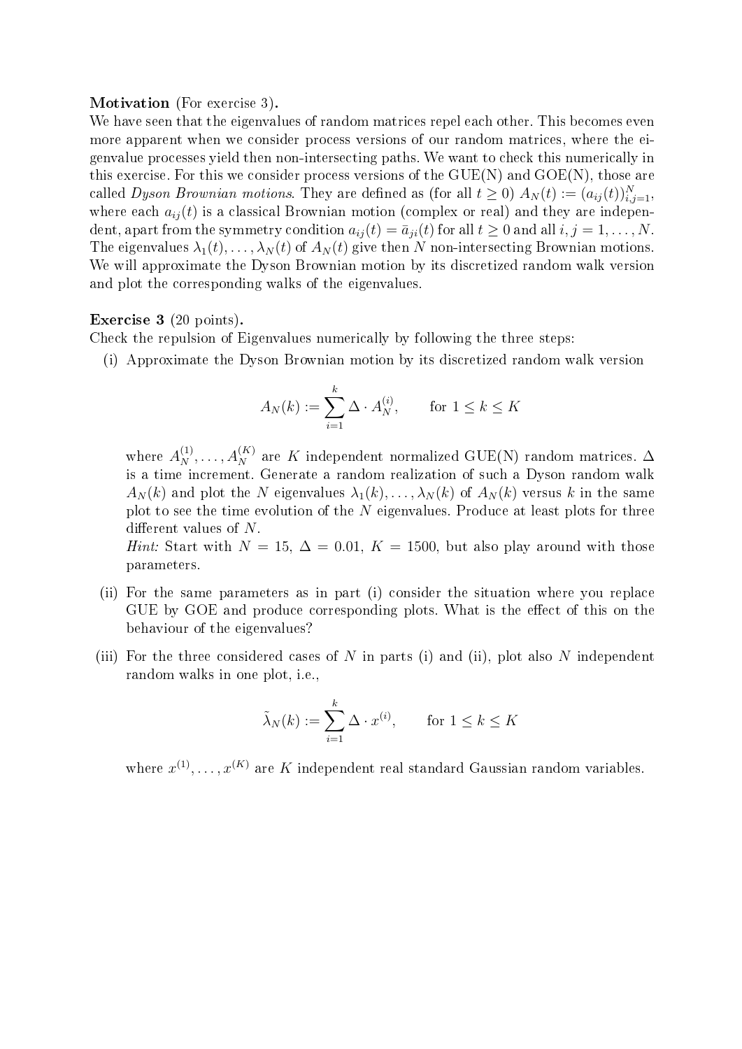**Motivation** (For exercise 3).

We have seen that the eigenvalues of random matrices repel each other. This becomes even more apparent when we consider process versions of our random matrices, where the eigenvalue processes yield then non-intersecting paths. We want to check this numerically in this exercise. For this we consider process versions of the GUE(N) and GOE(N), those are called *Dyson Brownian motions*. They are defined as (for all $t \geq 0$) $A_N(t) := (a_{ij}(t))_{i,j=1}^N$, where each $a_{ij}(t)$ is a classical Brownian motion (complex or real) and they are independent, apart from the symmetry condition $a_{ij}(t) = \bar{a}_{ji}(t)$ for all $t \geq 0$ and all $i, j = 1, \ldots, N$. The eigenvalues $\lambda_1(t), \ldots, \lambda_N(t)$ of $A_N(t)$ give then $N$ non-intersecting Brownian motions. We will approximate the Dyson Brownian motion by its discretized random walk version and plot the corresponding walks of the eigenvalues.

**Exercise 3** (20 points).

Check the repulsion of Eigenvalues numerically by following the three steps:

(i) Approximate the Dyson Brownian motion by its discretized random walk version

$$A_N(k) := \sum_{i=1}^{k} \Delta \cdot A_N^{(i)}, \qquad \text{for } 1 \leq k \leq K$$

where $A_N^{(1)}, \ldots, A_N^{(K)}$ are $K$ independent normalized GUE(N) random matrices. $\Delta$ is a time increment. Generate a random realization of such a Dyson random walk $A_N(k)$ and plot the $N$ eigenvalues $\lambda_1(k), \ldots, \lambda_N(k)$ of $A_N(k)$ versus $k$ in the same plot to see the time evolution of the $N$ eigenvalues. Produce at least plots for three different values of $N$.

*Hint:* Start with $N = 15$, $\Delta = 0.01$, $K = 1500$, but also play around with those parameters.

(ii) For the same parameters as in part (i) consider the situation where you replace GUE by GOE and produce corresponding plots. What is the effect of this on the behaviour of the eigenvalues?

(iii) For the three considered cases of $N$ in parts (i) and (ii), plot also $N$ independent random walks in one plot, i.e.,

$$\tilde{\lambda}_N(k) := \sum_{i=1}^{k} \Delta \cdot x^{(i)}, \qquad \text{for } 1 \leq k \leq K$$

where $x^{(1)}, \ldots, x^{(K)}$ are $K$ independent real standard Gaussian random variables.